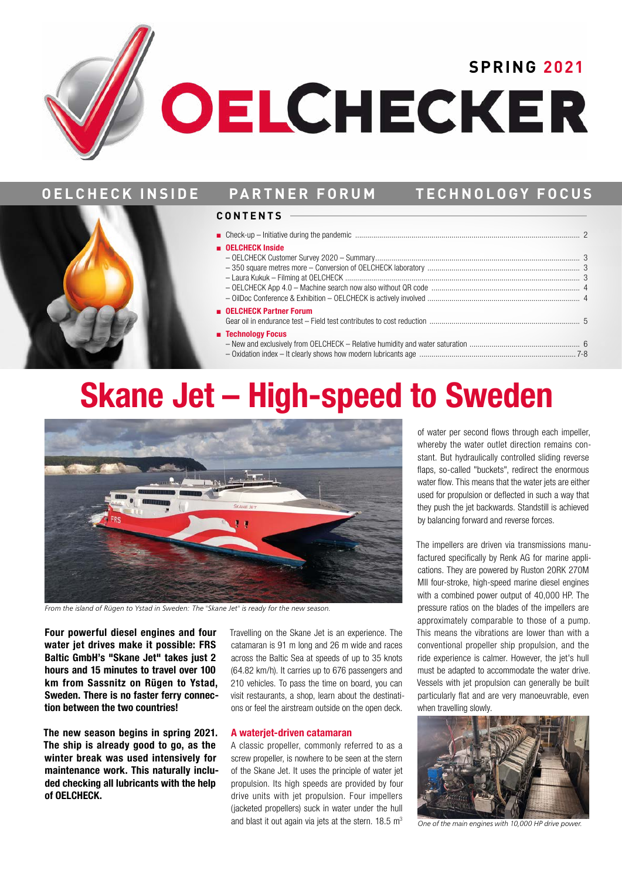SPRING 2021

# OELCHECKER

OELCHECK INSIDE | PARTNER FORUM | TECHNOLOGY FOCUS

## CONTENTS

- Check-up – Initiative during the pandemic ..... 2
- **OELCHECK Inside**
  - – OELCHECK Customer Survey 2020 – Summary ..... 3
  - – 350 square metres more – Conversion of OELCHECK laboratory ..... 3
  - – Laura Kukuk – Filming at OELCHECK ..... 3
  - – OELCHECK App 4.0 – Machine search now also without QR code ..... 4
  - – OilDoc Conference & Exhibition – OELCHECK is actively involved ..... 4
- **OELCHECK Partner Forum**
  - Gear oil in endurance test – Field test contributes to cost reduction ..... 5
- **Technology Focus**
  - – New and exclusively from OELCHECK – Relative humidity and water saturation ..... 6
  - – Oxidation index – It clearly shows how modern lubricants age ..... 7-8

# Skane Jet – High-speed to Sweden

*From the island of Rügen to Ystad in Sweden: The "Skane Jet" is ready for the new season.*

**Four powerful diesel engines and four water jet drives make it possible: FRS Baltic GmbH's "Skane Jet" takes just 2 hours and 15 minutes to travel over 100 km from Sassnitz on Rügen to Ystad, Sweden. There is no faster ferry connection between the two countries!**

**The new season begins in spring 2021. The ship is already good to go, as the winter break was used intensively for maintenance work. This naturally included checking all lubricants with the help of OELCHECK.**

Travelling on the Skane Jet is an experience. The catamaran is 91 m long and 26 m wide and races across the Baltic Sea at speeds of up to 35 knots (64.82 km/h). It carries up to 676 passengers and 210 vehicles. To pass the time on board, you can visit restaurants, a shop, learn about the destinations or feel the airstream outside on the open deck.

### A waterjet-driven catamaran

A classic propeller, commonly referred to as a screw propeller, is nowhere to be seen at the stern of the Skane Jet. It uses the principle of water jet propulsion. Its high speeds are provided by four drive units with jet propulsion. Four impellers (jacketed propellers) suck in water under the hull and blast it out again via jets at the stern. 18.5 $m^3$ of water per second flows through each impeller, whereby the water outlet direction remains constant. But hydraulically controlled sliding reverse flaps, so-called "buckets", redirect the enormous water flow. This means that the water jets are either used for propulsion or deflected in such a way that they push the jet backwards. Standstill is achieved by balancing forward and reverse forces.

The impellers are driven via transmissions manufactured specifically by Renk AG for marine applications. They are powered by Ruston 20RK 270M MII four-stroke, high-speed marine diesel engines with a combined power output of 40,000 HP. The pressure ratios on the blades of the impellers are approximately comparable to those of a pump. This means the vibrations are lower than with a conventional propeller ship propulsion, and the ride experience is calmer. However, the jet's hull must be adapted to accommodate the water drive. Vessels with jet propulsion can generally be built particularly flat and are very manoeuvrable, even when travelling slowly.

*One of the main engines with 10,000 HP drive power.*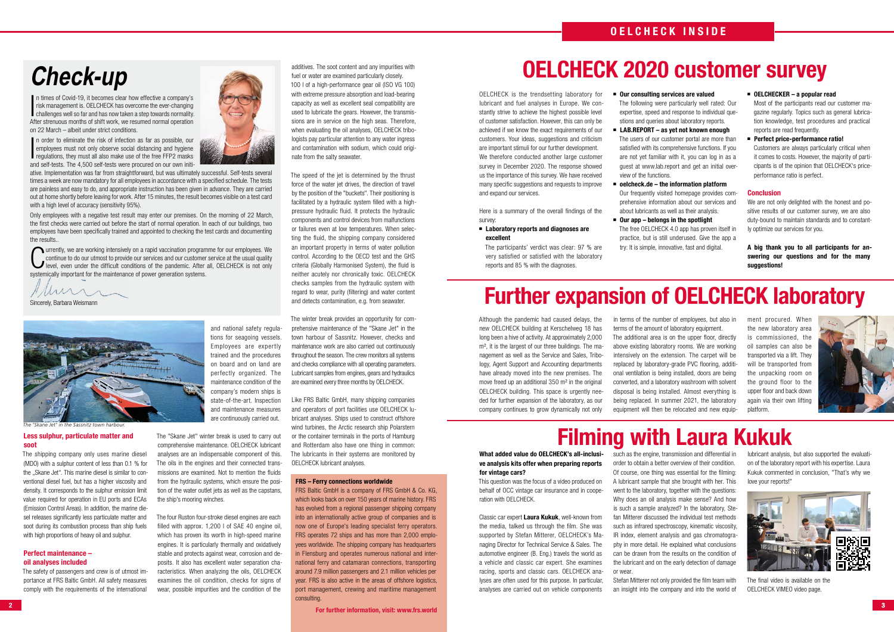# Check-up

In times of Covid-19, it becomes clear how effective a company's risk management is. OELCHECK has overcome the ever-changing challenges well so far and has now taken a step towards normality. After strenuous months of shift work, we resumed normal operation on 22 March – albeit under strict conditions.

In order to eliminate the risk of infection as far as possible, our employees must not only observe social distancing and hygiene regulations, they must all also make use of the free FFP2 masks and self-tests. The 4,500 self-tests were procured on our own initiative. Implementation was far from straightforward, but was ultimately successful. Self-tests several times a week are now mandatory for all employees in accordance with a specified schedule. The tests are painless and easy to do, and appropriate instruction has been given in advance. They are carried out at home shortly before leaving for work. After 15 minutes, the result becomes visible on a test card with a high level of accuracy (sensitivity 95%).

Only employees with a negative test result may enter our premises. On the morning of 22 March, the first checks were carried out before the start of normal operation. In each of our buildings, two employees have been specifically trained and appointed to checking the test cards and documenting the results..

Currently, we are working intensively on a rapid vaccination programme for our employees. We continue to do our utmost to provide our services and our customer service at the usual quality level, even under the difficult conditions of the pandemic. After all, OELCHECK is not only systemically important for the maintenance of power generation systems.

Sincerely, Barbara Weismann

*The "Skane Jet" in the Sassnitz town harbour.*

and national safety regulations for seagoing vessels. Employees are expertly trained and the procedures on board and on land are perfectly organized. The maintenance condition of the company's modern ships is state-of-the-art. Inspection and maintenance measures are continuously carried out.

### Less sulphur, particulate matter and soot

The shipping company only uses marine diesel (MDO) with a sulphur content of less than 0.1 % for the „Skane Jet". This marine diesel is similar to conventional diesel fuel, but has a higher viscosity and density. It corresponds to the sulphur emission limit value required for operation in EU ports and ECAs (Emission Control Areas). In addition, the marine diesel releases significantly less particulate matter and soot during its combustion process than ship fuels with high proportions of heavy oil and sulphur.

### Perfect maintenance – oil analyses included

The safety of passengers and crew is of utmost importance at FRS Baltic GmbH. All safety measures comply with the requirements of the international

The "Skane Jet" winter break is used to carry out comprehensive maintenance. OELCHECK lubricant analyses are an indispensable component of this. The oils in the engines and their connected transmissions are examined. Not to mention the fluids from the hydraulic systems, which ensure the position of the water outlet jets as well as the capstans, the ship's mooring winches.

The four Ruston four-stroke diesel engines are each filled with approx. 1,200 l of SAE 40 engine oil, which has proven its worth in high-speed marine engines. It is particularly thermally and oxidatively stable and protects against wear, corrosion and deposits. It also has excellent water separation characteristics. When analyzing the oils, OELCHECK examines the oil condition, checks for signs of wear, possible impurities and the condition of the additives. The soot content and any impurities with fuel or water are examined particularly closely.

100 l of a high-performance gear oil (ISO VG 100) with extreme pressure absorption and load-bearing capacity as well as excellent seal compatibility are used to lubricate the gears. However, the transmissions are in service on the high seas. Therefore, when evaluating the oil analyses, OELCHECK tribologists pay particular attention to any water ingress and contamination with sodium, which could originate from the salty seawater.

The speed of the jet is determined by the thrust force of the water jet drives, the direction of travel by the position of the "buckets". Their positioning is facilitated by a hydraulic system filled with a high-pressure hydraulic fluid. It protects the hydraulic components and control devices from malfunctions or failures even at low temperatures. When selecting the fluid, the shipping company considered an important property in terms of water pollution control. According to the OECD test and the GHS criteria (Globally Harmonised System), the fluid is neither acutely nor chronically toxic. OELCHECK checks samples from the hydraulic system with regard to wear, purity (filtering) and water content and detects contamination, e.g. from seawater.

The winter break provides an opportunity for comprehensive maintenance of the "Skane Jet" in the town harbour of Sassnitz. However, checks and maintenance work are also carried out continuously throughout the season. The crew monitors all systems and checks compliance with all operating parameters. Lubricant samples from engines, gears and hydraulics are examined every three months by OELCHECK.

Like FRS Baltic GmbH, many shipping companies and operators of port facilities use OELCHECK lubricant analyses. Ships used to construct offshore wind turbines, the Arctic research ship Polarstern or the container terminals in the ports of Hamburg and Rotterdam also have one thing in common: The lubricants in their systems are monitored by OELCHECK lubricant analyses.

### FRS – Ferry connections worldwide

FRS Baltic GmbH is a company of FRS GmbH & Co. KG, which looks back on over 150 years of marine history. FRS has evolved from a regional passenger shipping company into an internationally active group of companies and is now one of Europe's leading specialist ferry operators. FRS operates 72 ships and has more than 2,000 employees worldwide. The shipping company has headquarters in Flensburg and operates numerous national and international ferry and catamaran connections, transporting around 7.9 million passengers and 2.1 million vehicles per year. FRS is also active in the areas of offshore logistics, port management, crewing and maritime management consulting.

**For further information, visit: www.frs.world**

# OELCHECK 2020 customer survey

OELCHECK is the trendsetting laboratory for lubricant and fuel analyses in Europe. We constantly strive to achieve the highest possible level of customer satisfaction. However, this can only be achieved if we know the exact requirements of our customers. Your ideas, suggestions and criticism are important stimuli for our further development. We therefore conducted another large customer survey in December 2020. The response showed us the importance of this survey. We have received many specific suggestions and requests to improve and expand our services.

Here is a summary of the overall findings of the survey:

- **Laboratory reports and diagnoses are excellent**
  The participants' verdict was clear: 97 % are very satisfied or satisfied with the laboratory reports and 85 % with the diagnoses.
- **Our consulting services are valued**
  The following were particularly well rated: Our expertise, speed and response to individual questions and queries about laboratory reports.
- **LAB.REPORT – as yet not known enough**
  The users of our customer portal are more than satisfied with its comprehensive functions. If you are not yet familiar with it, you can log in as a guest at www.lab.report and get an initial overview of the functions.
- **oelcheck.de – the information platform**
  Our frequently visited homepage provides comprehensive information about our services and about lubricants as well as their analysis.
- **Our app – belongs in the spotlight**
  The free OELCHECK 4.0 app has proven itself in practice, but is still underused. Give the app a try: It is simple, innovative, fast and digital.
- **OELCHECKER – a popular read**
  Most of the participants read our customer magazine regularly. Topics such as general lubrication knowledge, test procedures and practical reports are read frequently.
- **Perfect price-performance ratio!**
  Customers are always particularly critical when it comes to costs. However, the majority of participants is of the opinion that OELCHECK's price-performance ratio is perfect.

### Conclusion

We are not only delighted with the honest and positive results of our customer survey, we are also duty-bound to maintain standards and to constantly optimize our services for you.

**A big thank you to all participants for answering our questions and for the many suggestions!**

# Further expansion of OELCHECK laboratory

Although the pandemic had caused delays, the new OELCHECK building at Kerschelweg 18 has long been a hive of activity. At approximately 2,000 m², it is the largest of our three buildings. The management as well as the Service and Sales, Tribology, Agent Support and Accounting departments have already moved into the new premises. The move freed up an additional 350 m² in the original OELCHECK building. This space is urgently needed for further expansion of the laboratory, as our company continues to grow dynamically not only in terms of the number of employees, but also in terms of the amount of laboratory equipment.

The additional area is on the upper floor, directly above existing laboratory rooms. We are working intensively on the extension. The carpet will be replaced by laboratory-grade PVC flooring, additional ventilation is being installed, doors are being converted, and a laboratory washroom with solvent disposal is being installed. Almost everything is being replaced. In summer 2021, the laboratory equipment will then be relocated and new equipment procured. When the new laboratory area is commissioned, the oil samples can also be transported via a lift. They will be transported from the unpacking room on the ground floor to the upper floor and back down again via their own lifting platform.

# Filming with Laura Kukuk

**What added value do OELCHECK's all-inclusive analysis kits offer when preparing reports for vintage cars?**

This question was the focus of a video produced on behalf of OCC vintage car insurance and in cooperation with OELCHECK.

Classic car expert **Laura Kukuk**, well-known from the media, talked us through the film. She was supported by Stefan Mitterer, OELCHECK's Managing Director for Technical Service & Sales. The automotive engineer (B. Eng.) travels the world as a vehicle and classic car expert. She examines racing, sports and classic cars. OELCHECK analyses are often used for this purpose. In particular, analyses are carried out on vehicle components such as the engine, transmission and differential in order to obtain a better overview of their condition. Of course, one thing was essential for the filming: A lubricant sample that she brought with her. This went to the laboratory, together with the questions: Why does an oil analysis make sense? And how is such a sample analyzed? In the laboratory, Stefan Mitterer discussed the individual test methods such as infrared spectroscopy, kinematic viscosity, IR index, element analysis and gas chromatography in more detail. He explained what conclusions can be drawn from the results on the condition of the lubricant and on the early detection of damage or wear.

Stefan Mitterer not only provided the film team with an insight into the company and into the world of lubricant analysis, but also supported the evaluation of the laboratory report with his expertise. Laura Kukuk commented in conclusion, "That's why we love your reports!"

The final video is available on the OELCHECK VIMEO video page.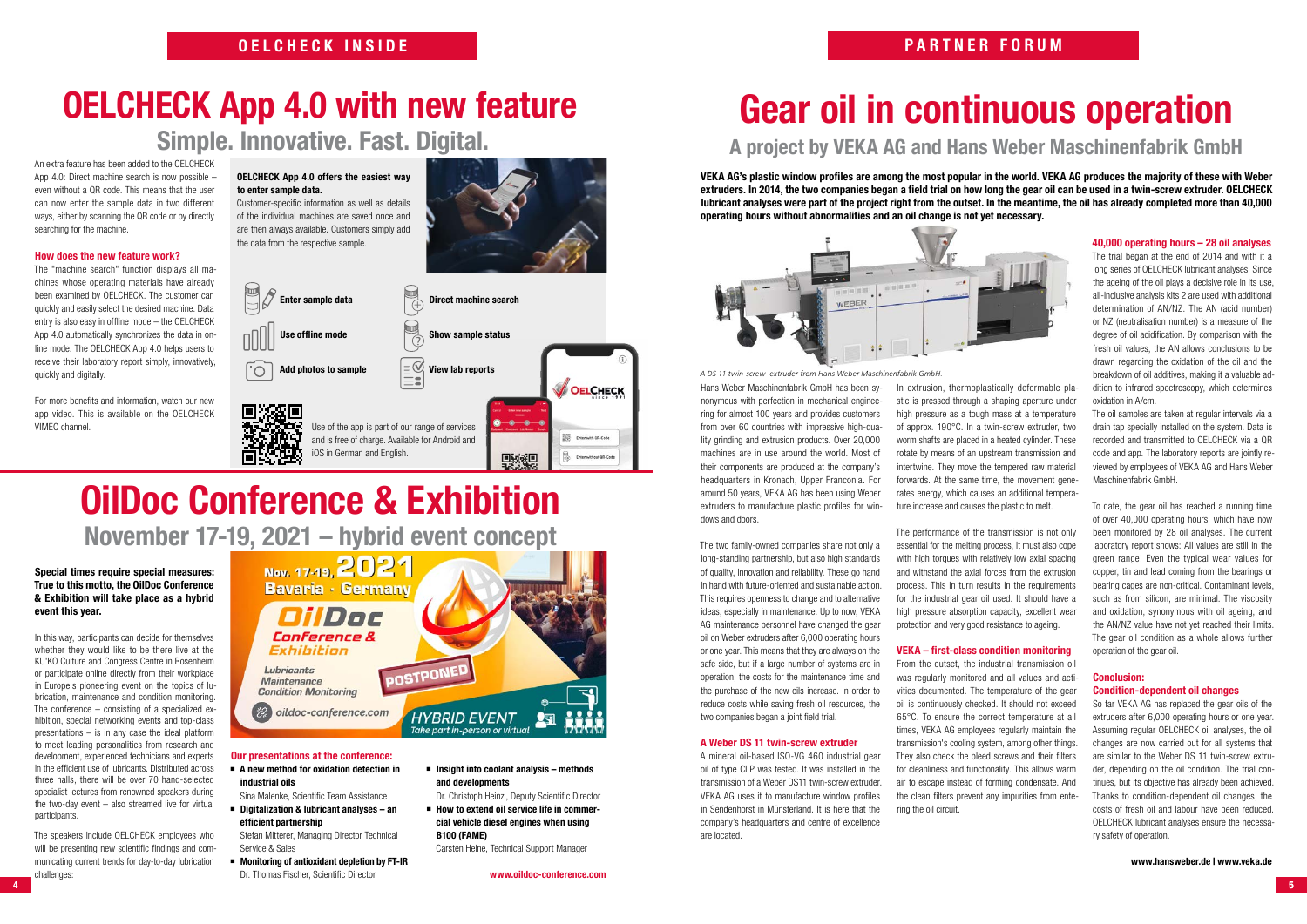OELCHECK INSIDE

# OELCHECK App 4.0 with new feature

## Simple. Innovative. Fast. Digital.

An extra feature has been added to the OELCHECK App 4.0: Direct machine search is now possible – even without a QR code. This means that the user can now enter the sample data in two different ways, either by scanning the QR code or by directly searching for the machine.

### How does the new feature work?

The "machine search" function displays all machines whose operating materials have already been examined by OELCHECK. The customer can quickly and easily select the desired machine. Data entry is also easy in offline mode – the OELCHECK App 4.0 automatically synchronizes the data in online mode. The OELCHECK App 4.0 helps users to receive their laboratory report simply, innovatively, quickly and digitally.

For more benefits and information, watch our new app video. This is available on the OELCHECK VIMEO channel.

**OELCHECK App 4.0 offers the easiest way to enter sample data.**

Customer-specific information as well as details of the individual machines are saved once and are then always available. Customers simply add the data from the respective sample.

- Enter sample data
- Direct machine search
- Use offline mode
- Show sample status
- Add photos to sample
- View lab reports

Use of the app is part of our range of services and is free of charge. Available for Android and iOS in German and English.

# OilDoc Conference & Exhibition

## November 17-19, 2021 – hybrid event concept

**Special times require special measures: True to this motto, the OilDoc Conference & Exhibition will take place as a hybrid event this year.**

In this way, participants can decide for themselves whether they would like to be there live at the KU'KO Culture and Congress Centre in Rosenheim or participate online directly from their workplace in Europe's pioneering event on the topics of lubrication, maintenance and condition monitoring. The conference – consisting of a specialized exhibition, special networking events and top-class presentations – is in any case the ideal platform to meet leading personalities from research and development, experienced technicians and experts in the efficient use of lubricants. Distributed across three halls, there will be over 70 hand-selected specialist lectures from renowned speakers during the two-day event – also streamed live for virtual participants.

The speakers include OELCHECK employees who will be presenting new scientific findings and communicating current trends for day-to-day lubrication challenges:

Nov. 17-19, 2021 Bavaria · Germany — OilDoc Conference & Exhibition — Lubricants, Maintenance, Condition Monitoring — oildoc-conference.com — POSTPONED — HYBRID EVENT: Take part in-person or virtual

### Our presentations at the conference:

- **A new method for oxidation detection in industrial oils**
  Sina Malenke, Scientific Team Assistance
- **Digitalization & lubricant analyses – an efficient partnership**
  Stefan Mitterer, Managing Director Technical Service & Sales
- **Monitoring of antioxidant depletion by FT-IR**
  Dr. Thomas Fischer, Scientific Director
- **Insight into coolant analysis – methods and developments**
  Dr. Christoph Heinzl, Deputy Scientific Director
- **How to extend oil service life in commercial vehicle diesel engines when using B100 (FAME)**
  Carsten Heine, Technical Support Manager

www.oildoc-conference.com

PARTNER FORUM

# Gear oil in continuous operation

## A project by VEKA AG and Hans Weber Maschinenfabrik GmbH

**VEKA AG's plastic window profiles are among the most popular in the world. VEKA AG produces the majority of these with Weber extruders. In 2014, the two companies began a field trial on how long the gear oil can be used in a twin-screw extruder. OELCHECK lubricant analyses were part of the project right from the outset. In the meantime, the oil has already completed more than 40,000 operating hours without abnormalities and an oil change is not yet necessary.**

*A DS 11 twin-screw extruder from Hans Weber Maschinenfabrik GmbH.*

Hans Weber Maschinenfabrik GmbH has been synonymous with perfection in mechanical engineering for almost 100 years and provides customers from over 60 countries with impressive high-quality grinding and extrusion products. Over 20,000 machines are in use around the world. Most of their components are produced at the company's headquarters in Kronach, Upper Franconia. For around 50 years, VEKA AG has been using Weber extruders to manufacture plastic profiles for windows and doors.

The two family-owned companies share not only a long-standing partnership, but also high standards of quality, innovation and reliability. These go hand in hand with future-oriented and sustainable action. This requires openness to change and to alternative ideas, especially in maintenance. Up to now, VEKA AG maintenance personnel have changed the gear oil on Weber extruders after 6,000 operating hours or one year. This means that they are always on the safe side, but if a large number of systems are in operation, the costs for the maintenance time and the purchase of the new oils increase. In order to reduce costs while saving fresh oil resources, the two companies began a joint field trial.

### A Weber DS 11 twin-screw extruder

A mineral oil-based ISO-VG 460 industrial gear oil of type CLP was tested. It was installed in the transmission of a Weber DS11 twin-screw extruder. VEKA AG uses it to manufacture window profiles in Sendenhorst in Münsterland. It is here that the company's headquarters and centre of excellence are located.

In extrusion, thermoplastically deformable plastic is pressed through a shaping aperture under high pressure as a tough mass at a temperature of approx. 190°C. In a twin-screw extruder, two worm shafts are placed in a heated cylinder. These rotate by means of an upstream transmission and intertwine. They move the tempered raw material forwards. At the same time, the movement generates energy, which causes an additional temperature increase and causes the plastic to melt.

The performance of the transmission is not only essential for the melting process, it must also cope with high torques with relatively low axial spacing and withstand the axial forces from the extrusion process. This in turn results in the requirements for the industrial gear oil used. It should have a high pressure absorption capacity, excellent wear protection and very good resistance to ageing.

### VEKA – first-class condition monitoring

From the outset, the industrial transmission oil was regularly monitored and all values and activities documented. The temperature of the gear oil is continuously checked. It should not exceed 65°C. To ensure the correct temperature at all times, VEKA AG employees regularly maintain the transmission's cooling system, among other things. They also check the bleed screws and their filters for cleanliness and functionality. This allows warm air to escape instead of forming condensate. And the clean filters prevent any impurities from entering the oil circuit.

### 40,000 operating hours – 28 oil analyses

The trial began at the end of 2014 and with it a long series of OELCHECK lubricant analyses. Since the ageing of the oil plays a decisive role in its use, all-inclusive analysis kits 2 are used with additional determination of AN/NZ. The AN (acid number) or NZ (neutralisation number) is a measure of the degree of oil acidification. By comparison with the fresh oil values, the AN allows conclusions to be drawn regarding the oxidation of the oil and the breakdown of oil additives, making it a valuable addition to infrared spectroscopy, which determines oxidation in A/cm.

The oil samples are taken at regular intervals via a drain tap specially installed on the system. Data is recorded and transmitted to OELCHECK via a QR code and app. The laboratory reports are jointly reviewed by employees of VEKA AG and Hans Weber Maschinenfabrik GmbH.

To date, the gear oil has reached a running time of over 40,000 operating hours, which have now been monitored by 28 oil analyses. The current laboratory report shows: All values are still in the green range! Even the typical wear values for copper, tin and lead coming from the bearings or bearing cages are non-critical. Contaminant levels, such as from silicon, are minimal. The viscosity and oxidation, synonymous with oil ageing, and the AN/NZ value have not yet reached their limits. The gear oil condition as a whole allows further operation of the gear oil.

### Conclusion: Condition-dependent oil changes

So far VEKA AG has replaced the gear oils of the extruders after 6,000 operating hours or one year. Assuming regular OELCHECK oil analyses, the oil changes are now carried out for all systems that are similar to the Weber DS 11 twin-screw extruder, depending on the oil condition. The trial continues, but its objective has already been achieved. Thanks to condition-dependent oil changes, the costs of fresh oil and labour have been reduced. OELCHECK lubricant analyses ensure the necessary safety of operation.

www.hansweber.de | www.veka.de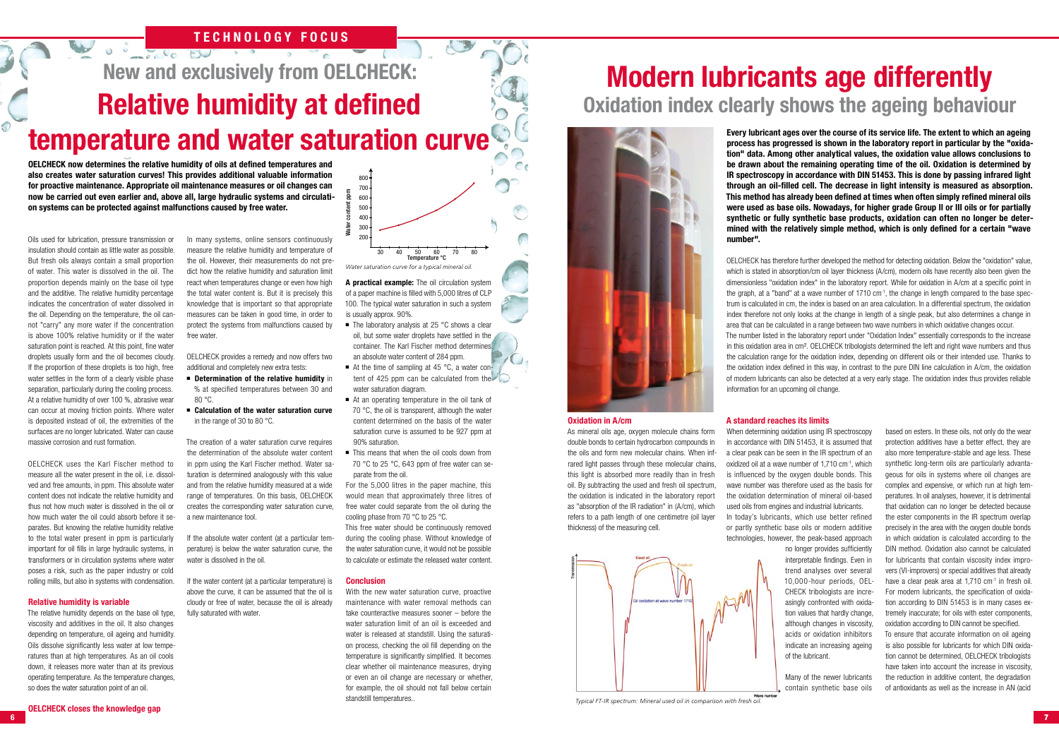TECHNOLOGY FOCUS

## New and exclusively from OELCHECK:

# Relative humidity at defined temperature and water saturation curve

**OELCHECK now determines the relative humidity of oils at defined temperatures and also creates water saturation curves! This provides additional valuable information for proactive maintenance. Appropriate oil maintenance measures or oil changes can now be carried out even earlier and, above all, large hydraulic systems and circulation systems can be protected against malfunctions caused by free water.**

Oils used for lubrication, pressure transmission or insulation should contain as little water as possible. But fresh oils always contain a small proportion of water. This water is dissolved in the oil. The proportion depends mainly on the base oil type and the additive. The relative humidity percentage indicates the concentration of water dissolved in the oil. Depending on the temperature, the oil cannot "carry" any more water if the concentration is above 100% relative humidity or if the water saturation point is reached. At this point, fine water droplets usually form and the oil becomes cloudy. If the proportion of these droplets is too high, free water settles in the form of a clearly visible phase separation, particularly during the cooling process. At a relative humidity of over 100 %, abrasive wear can occur at moving friction points. Where water is deposited instead of oil, the extremities of the surfaces are no longer lubricated. Water can cause massive corrosion and rust formation.

OELCHECK uses the Karl Fischer method to measure all the water present in the oil, i.e. dissolved and free amounts, in ppm. This absolute water content does not indicate the relative humidity and thus not how much water is dissolved in the oil or how much water the oil could absorb before it separates. But knowing the relative humidity relative to the total water present in ppm is particularly important for oil fills in large hydraulic systems, in transformers or in circulation systems where water poses a risk, such as the paper industry or cold rolling mills, but also in systems with condensation.

### Relative humidity is variable

The relative humidity depends on the base oil type, viscosity and additives in the oil. It also changes depending on temperature, oil ageing and humidity. Oils dissolve significantly less water at low temperatures than at high temperatures. As an oil cools down, it releases more water than at its previous operating temperature. As the temperature changes, so does the water saturation point of an oil.

### OELCHECK closes the knowledge gap

In many systems, online sensors continuously measure the relative humidity and temperature of the oil. However, their measurements do not predict how the relative humidity and saturation limit react when temperatures change or even how high the total water content is. But it is precisely this knowledge that is important so that appropriate measures can be taken in good time, in order to protect the systems from malfunctions caused by free water.

OELCHECK provides a remedy and now offers two additional and completely new extra tests:

- **Determination of the relative humidity** in % at specified temperatures between 30 and 80 °C.
- **Calculation of the water saturation curve** in the range of 30 to 80 °C.

The creation of a water saturation curve requires the determination of the absolute water content in ppm using the Karl Fischer method. Water saturation is determined analogously with this value and from the relative humidity measured at a wide range of temperatures. On this basis, OELCHECK creates the corresponding water saturation curve, a new maintenance tool.

If the absolute water content (at a particular temperature) is below the water saturation curve, the water is dissolved in the oil.

If the water content (at a particular temperature) is above the curve, it can be assumed that the oil is cloudy or free of water, because the oil is already fully saturated with water.

*Water saturation curve for a typical mineral oil.*

**A practical example:** The oil circulation system of a paper machine is filled with 5,000 litres of CLP 100. The typical water saturation in such a system is usually approx. 90%.

- The laboratory analysis at 25 °C shows a clear oil, but some water droplets have settled in the container. The Karl Fischer method determines an absolute water content of 284 ppm.
- At the time of sampling at 45 °C, a water content of 425 ppm can be calculated from the water saturation diagram.
- At an operating temperature in the oil tank of 70 °C, the oil is transparent, although the water content determined on the basis of the water saturation curve is assumed to be 927 ppm at 90% saturation.
- This means that when the oil cools down from 70 °C to 25 °C, 643 ppm of free water can separate from the oil.

For the 5,000 litres in the paper machine, this would mean that approximately three litres of free water could separate from the oil during the cooling phase from 70 °C to 25 °C.

This free water should be continuously removed during the cooling phase. Without knowledge of the water saturation curve, it would not be possible to calculate or estimate the released water content.

### Conclusion

With the new water saturation curve, proactive maintenance with water removal methods can take counteractive measures sooner – before the water saturation limit of an oil is exceeded and water is released at standstill. Using the saturation process, checking the oil fill depending on the temperature is significantly simplified. It becomes clear whether oil maintenance measures, drying or even an oil change are necessary or whether, for example, the oil should not fall below certain standstill temperatures..

# Modern lubricants age differently

## Oxidation index clearly shows the ageing behaviour

**Every lubricant ages over the course of its service life. The extent to which an ageing process has progressed is shown in the laboratory report in particular by the "oxidation" data. Among other analytical values, the oxidation value allows conclusions to be drawn about the remaining operating time of the oil. Oxidation is determined by IR spectroscopy in accordance with DIN 51453. This is done by passing infrared light through an oil-filled cell. The decrease in light intensity is measured as absorption. This method has already been defined at times when often simply refined mineral oils were used as base oils. Nowadays, for higher grade Group II or III oils or for partially synthetic or fully synthetic base products, oxidation can often no longer be determined with the relatively simple method, which is only defined for a certain "wave number".**

OELCHECK has therefore further developed the method for detecting oxidation. Below the "oxidation" value, which is stated in absorption/cm oil layer thickness (A/cm), modern oils have recently also been given the dimensionless "oxidation index" in the laboratory report. While for oxidation in A/cm at a specific point in the graph, at a "band" at a wave number of 1710 cm$^{-1}$, the change in length compared to the base spectrum is calculated in cm, the index is based on an area calculation. In a differential spectrum, the oxidation index therefore not only looks at the change in length of a single peak, but also determines a change in area that can be calculated in a range between two wave numbers in which oxidative changes occur.

The number listed in the laboratory report under "Oxidation Index" essentially corresponds to the increase in this oxidation area in cm². OELCHECK tribologists determined the left and right wave numbers and thus the calculation range for the oxidation index, depending on different oils or their intended use. Thanks to the oxidation index defined in this way, in contrast to the pure DIN line calculation in A/cm, the oxidation of modern lubricants can also be detected at a very early stage. The oxidation index thus provides reliable information for an upcoming oil change.

### Oxidation in A/cm

As mineral oils age, oxygen molecule chains form double bonds to certain hydrocarbon compounds in the oils and form new molecular chains. When infrared light passes through these molecular chains, this light is absorbed more readily than in fresh oil. By subtracting the used and fresh oil spectrum, the oxidation is indicated in the laboratory report as "absorption of the IR radiation" in (A/cm), which refers to a path length of one centimetre (oil layer thickness) of the measuring cell.

*Typical FT-IR spectrum: Mineral used oil in comparison with fresh oil.*

### A standard reaches its limits

When determining oxidation using IR spectroscopy in accordance with DIN 51453, it is assumed that a clear peak can be seen in the IR spectrum of an oxidized oil at a wave number of 1,710 cm$^{-1}$, which is influenced by the oxygen double bonds. This wave number was therefore used as the basis for the oxidation determination of mineral oil-based used oils from engines and industrial lubricants.

In today's lubricants, which use better refined or partly synthetic base oils or modern additive technologies, however, the peak-based approach no longer provides sufficiently interpretable findings. Even in trend analyses over several 10,000-hour periods, OELCHECK tribologists are increasingly confronted with oxidation values that hardly change, although changes in viscosity, acids or oxidation inhibitors indicate an increasing ageing of the lubricant.

Many of the newer lubricants contain synthetic base oils based on esters. In these oils, not only do the wear protection additives have a better effect, they are also more temperature-stable and age less. These synthetic long-term oils are particularly advantageous for oils in systems where oil changes are complex and expensive, or which run at high temperatures. In oil analyses, however, it is detrimental that oxidation can no longer be detected because the ester components in the IR spectrum overlap precisely in the area with the oxygen double bonds in which oxidation is calculated according to the DIN method. Oxidation also cannot be calculated for lubricants that contain viscosity index improvers (VI-improvers) or special additives that already have a clear peak area at 1,710 cm$^{-1}$ in fresh oil. For modern lubricants, the specification of oxidation according to DIN 51453 is in many cases extremely inaccurate; for oils with ester components, oxidation according to DIN cannot be specified.

To ensure that accurate information on oil ageing is also possible for lubricants for which DIN oxidation cannot be determined, OELCHECK tribologists have taken into account the increase in viscosity, the reduction in additive content, the degradation of antioxidants as well as the increase in AN (acid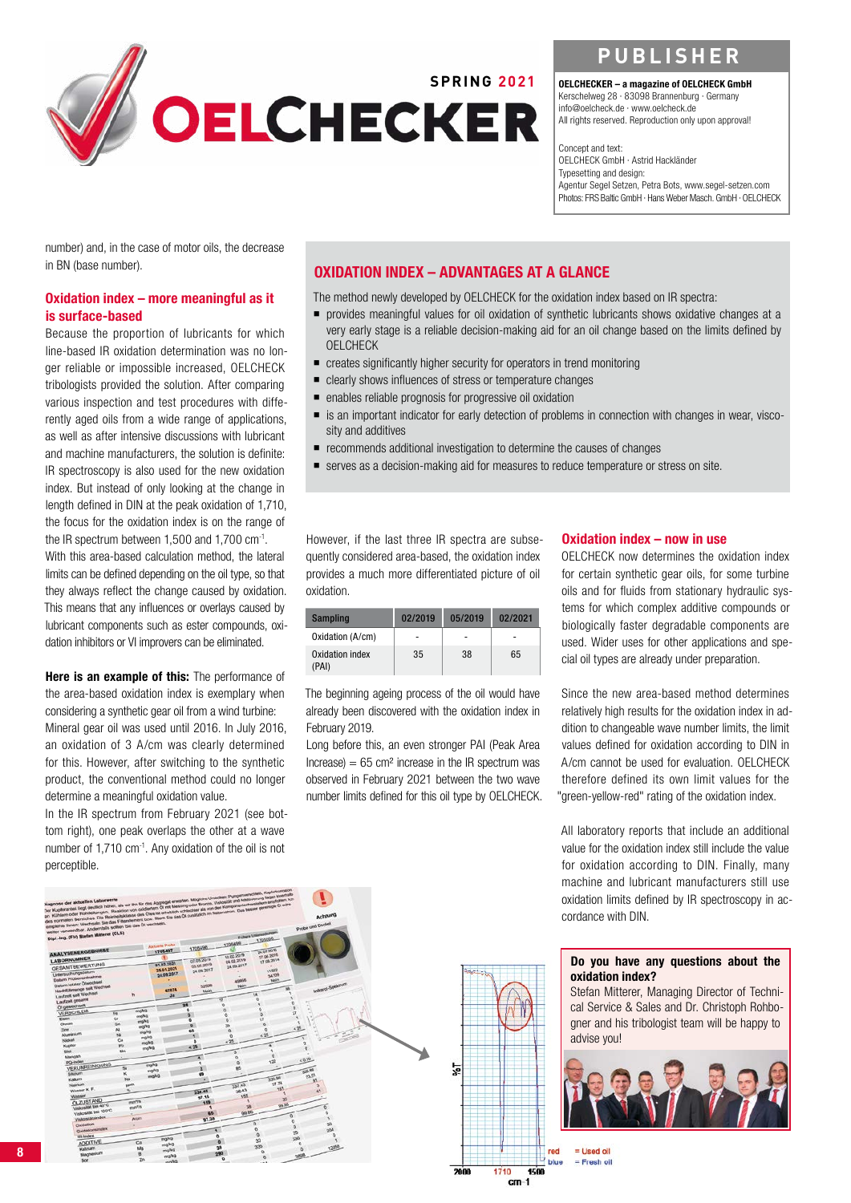SPRING 2021

# OELCHECKER

## PUBLISHER

**OELCHECKER – a magazine of OELCHECK GmbH**
Kerschelweg 28 · 83098 Brannenburg · Germany
info@oelcheck.de · www.oelcheck.de
All rights reserved. Reproduction only upon approval!

Concept and text:
OELCHECK GmbH · Astrid Hackländer
Typesetting and design:
Agentur Segel Setzen, Petra Bots, www.segel-setzen.com
Photos: FRS Baltic GmbH · Hans Weber Masch. GmbH · OELCHECK

number) and, in the case of motor oils, the decrease in BN (base number).

### Oxidation index – more meaningful as it is surface-based

Because the proportion of lubricants for which line-based IR oxidation determination was no longer reliable or impossible increased, OELCHECK tribologists provided the solution. After comparing various inspection and test procedures with differently aged oils from a wide range of applications, as well as after intensive discussions with lubricant and machine manufacturers, the solution is definite: IR spectroscopy is also used for the new oxidation index. But instead of only looking at the change in length defined in DIN at the peak oxidation of 1,710, the focus for the oxidation index is on the range of the IR spectrum between 1,500 and 1,700 $cm^{-1}$.
With this area-based calculation method, the lateral limits can be defined depending on the oil type, so that they always reflect the change caused by oxidation. This means that any influences or overlays caused by lubricant components such as ester compounds, oxidation inhibitors or VI improvers can be eliminated.

**Here is an example of this:** The performance of the area-based oxidation index is exemplary when considering a synthetic gear oil from a wind turbine: Mineral gear oil was used until 2016. In July 2016, an oxidation of 3 A/cm was clearly determined for this. However, after switching to the synthetic product, the conventional method could no longer determine a meaningful oxidation value.
In the IR spectrum from February 2021 (see bottom right), one peak overlaps the other at a wave number of 1,710 $cm^{-1}$. Any oxidation of the oil is not perceptible.

### OXIDATION INDEX – ADVANTAGES AT A GLANCE

The method newly developed by OELCHECK for the oxidation index based on IR spectra:

- provides meaningful values for oil oxidation of synthetic lubricants shows oxidative changes at a very early stage is a reliable decision-making aid for an oil change based on the limits defined by OELCHECK
- creates significantly higher security for operators in trend monitoring
- clearly shows influences of stress or temperature changes
- enables reliable prognosis for progressive oil oxidation
- is an important indicator for early detection of problems in connection with changes in wear, viscosity and additives
- recommends additional investigation to determine the causes of changes
- serves as a decision-making aid for measures to reduce temperature or stress on site.

However, if the last three IR spectra are subsequently considered area-based, the oxidation index provides a much more differentiated picture of oil oxidation.

| Sampling | 02/2019 | 05/2019 | 02/2021 |
|---|---|---|---|
| Oxidation (A/cm) | - | - | - |
| Oxidation index (PAI) | 35 | 38 | 65 |

The beginning ageing process of the oil would have already been discovered with the oxidation index in February 2019.
Long before this, an even stronger PAI (Peak Area Increase) = 65 $cm^2$ increase in the IR spectrum was observed in February 2021 between the two wave number limits defined for this oil type by OELCHECK.

### Oxidation index – now in use

OELCHECK now determines the oxidation index for certain synthetic gear oils, for some turbine oils and for fluids from stationary hydraulic systems for which complex additive compounds or biologically faster degradable components are used. Wider uses for other applications and special oil types are already under preparation.

Since the new area-based method determines relatively high results for the oxidation index in addition to changeable wave number limits, the limit values defined for oxidation according to DIN in A/cm cannot be used for evaluation. OELCHECK therefore defined its own limit values for the "green-yellow-red" rating of the oxidation index.

All laboratory reports that include an additional value for the oxidation index still include the value for oxidation according to DIN. Finally, many machine and lubricant manufacturers still use oxidation limits defined by IR spectroscopy in accordance with DIN.

**Do you have any questions about the oxidation index?**
Stefan Mitterer, Managing Director of Technical Service & Sales and Dr. Christoph Rohbogner and his tribologist team will be happy to advise you!

%T
2000
1710
1500
cm-1
red = Used oil
blue = Fresh oil